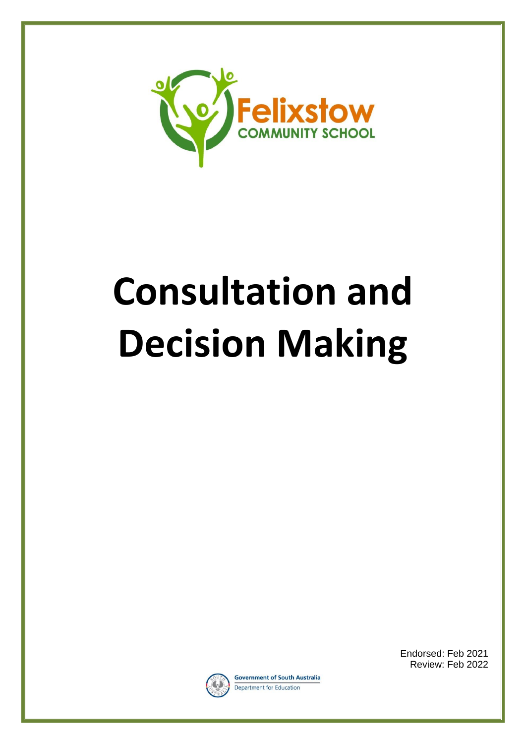Felixstow
COMMUNITY SCHOOL

# Consultation and Decision Making

Endorsed: Feb 2021
Review: Feb 2022

Government of South Australia
Department for Education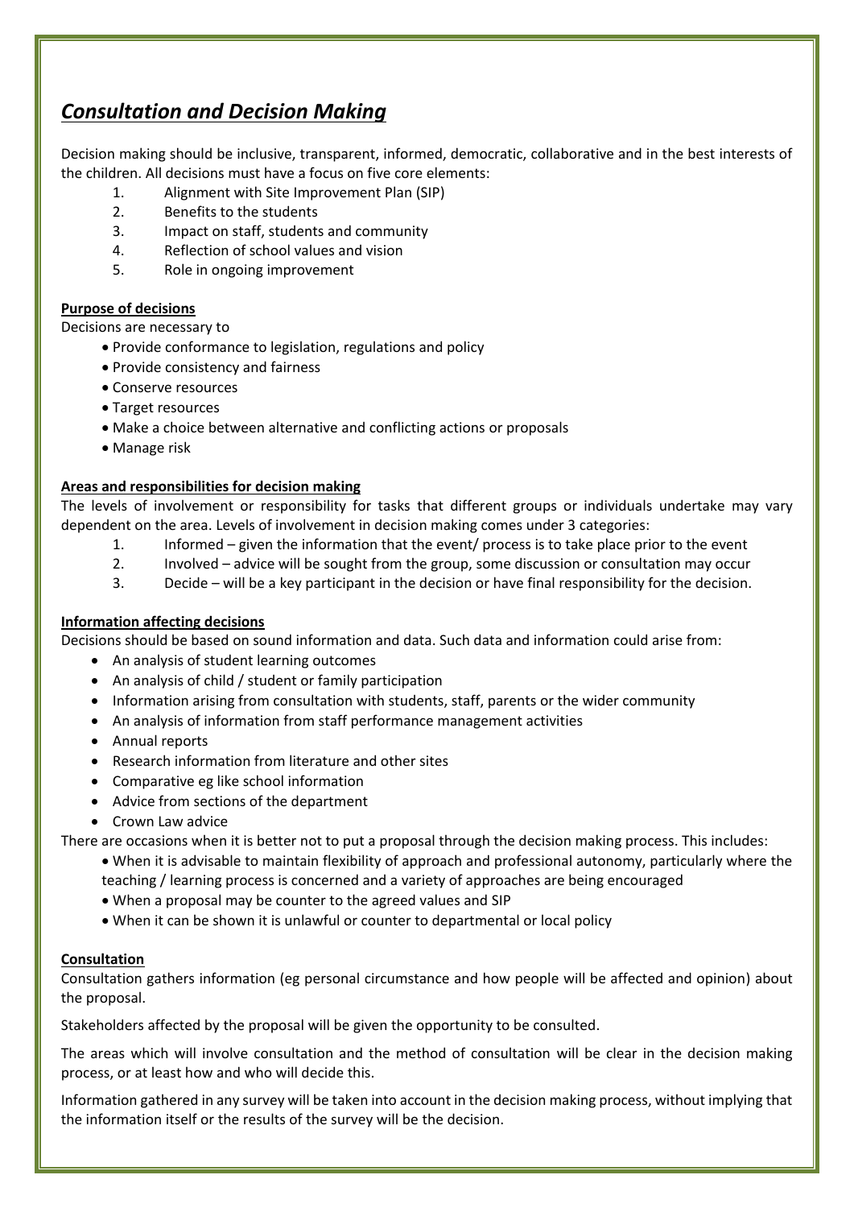## ***Consultation and Decision Making***

Decision making should be inclusive, transparent, informed, democratic, collaborative and in the best interests of the children. All decisions must have a focus on five core elements:

1. Alignment with Site Improvement Plan (SIP)
2. Benefits to the students
3. Impact on staff, students and community
4. Reflection of school values and vision
5. Role in ongoing improvement

**Purpose of decisions**

Decisions are necessary to

- Provide conformance to legislation, regulations and policy
- Provide consistency and fairness
- Conserve resources
- Target resources
- Make a choice between alternative and conflicting actions or proposals
- Manage risk

**Areas and responsibilities for decision making**

The levels of involvement or responsibility for tasks that different groups or individuals undertake may vary dependent on the area. Levels of involvement in decision making comes under 3 categories:

1. Informed – given the information that the event/ process is to take place prior to the event
2. Involved – advice will be sought from the group, some discussion or consultation may occur
3. Decide – will be a key participant in the decision or have final responsibility for the decision.

**Information affecting decisions**

Decisions should be based on sound information and data. Such data and information could arise from:

- An analysis of student learning outcomes
- An analysis of child / student or family participation
- Information arising from consultation with students, staff, parents or the wider community
- An analysis of information from staff performance management activities
- Annual reports
- Research information from literature and other sites
- Comparative eg like school information
- Advice from sections of the department
- Crown Law advice

There are occasions when it is better not to put a proposal through the decision making process. This includes:

- When it is advisable to maintain flexibility of approach and professional autonomy, particularly where the teaching / learning process is concerned and a variety of approaches are being encouraged
- When a proposal may be counter to the agreed values and SIP
- When it can be shown it is unlawful or counter to departmental or local policy

**Consultation**

Consultation gathers information (eg personal circumstance and how people will be affected and opinion) about the proposal.

Stakeholders affected by the proposal will be given the opportunity to be consulted.

The areas which will involve consultation and the method of consultation will be clear in the decision making process, or at least how and who will decide this.

Information gathered in any survey will be taken into account in the decision making process, without implying that the information itself or the results of the survey will be the decision.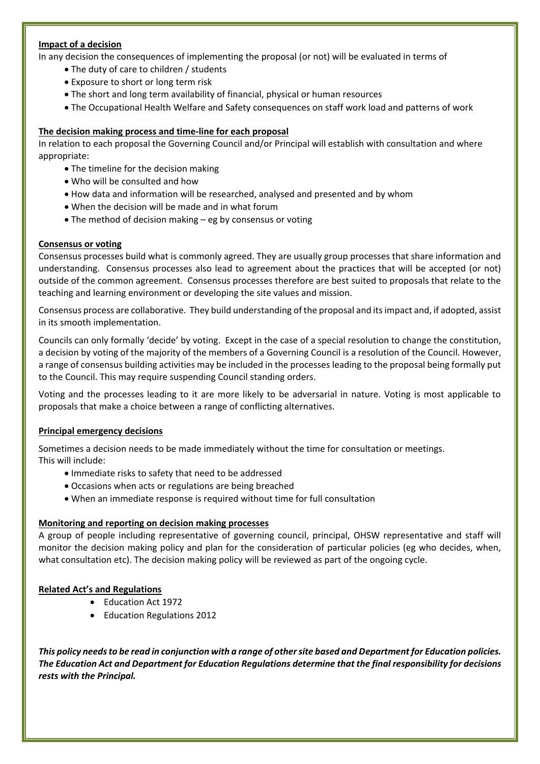**Impact of a decision**

In any decision the consequences of implementing the proposal (or not) will be evaluated in terms of

- The duty of care to children / students
- Exposure to short or long term risk
- The short and long term availability of financial, physical or human resources
- The Occupational Health Welfare and Safety consequences on staff work load and patterns of work

**The decision making process and time-line for each proposal**

In relation to each proposal the Governing Council and/or Principal will establish with consultation and where appropriate:

- The timeline for the decision making
- Who will be consulted and how
- How data and information will be researched, analysed and presented and by whom
- When the decision will be made and in what forum
- The method of decision making – eg by consensus or voting

**Consensus or voting**

Consensus processes build what is commonly agreed. They are usually group processes that share information and understanding. Consensus processes also lead to agreement about the practices that will be accepted (or not) outside of the common agreement. Consensus processes therefore are best suited to proposals that relate to the teaching and learning environment or developing the site values and mission.

Consensus process are collaborative. They build understanding of the proposal and its impact and, if adopted, assist in its smooth implementation.

Councils can only formally 'decide' by voting. Except in the case of a special resolution to change the constitution, a decision by voting of the majority of the members of a Governing Council is a resolution of the Council. However, a range of consensus building activities may be included in the processes leading to the proposal being formally put to the Council. This may require suspending Council standing orders.

Voting and the processes leading to it are more likely to be adversarial in nature. Voting is most applicable to proposals that make a choice between a range of conflicting alternatives.

**Principal emergency decisions**

Sometimes a decision needs to be made immediately without the time for consultation or meetings.
This will include:

- Immediate risks to safety that need to be addressed
- Occasions when acts or regulations are being breached
- When an immediate response is required without time for full consultation

**Monitoring and reporting on decision making processes**

A group of people including representative of governing council, principal, OHSW representative and staff will monitor the decision making policy and plan for the consideration of particular policies (eg who decides, when, what consultation etc). The decision making policy will be reviewed as part of the ongoing cycle.

**Related Act's and Regulations**

- Education Act 1972
- Education Regulations 2012

***This policy needs to be read in conjunction with a range of other site based and Department for Education policies. The Education Act and Department for Education Regulations determine that the final responsibility for decisions rests with the Principal.***